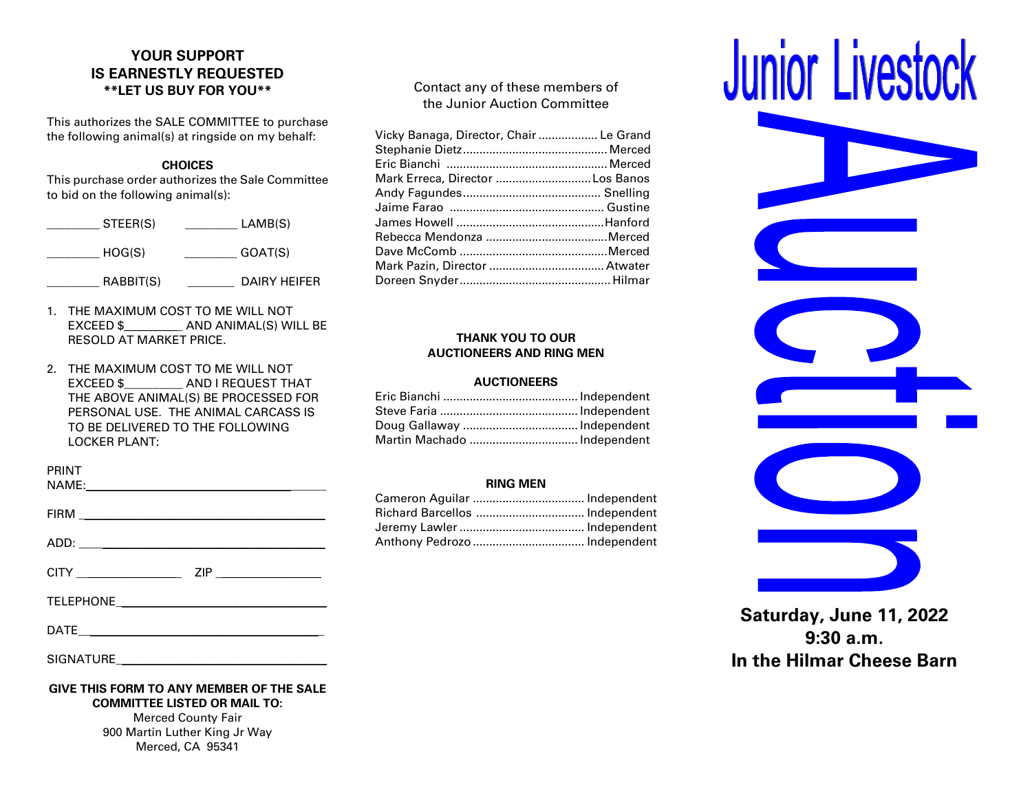## YOUR SUPPORT IS EARNESTLY REQUESTED

**\*\*LET US BUY FOR YOU\*\***

This authorizes the SALE COMMITTEE to purchase the following animal(s) at ringside on my behalf:

**CHOICES**

This purchase order authorizes the Sale Committee to bid on the following animal(s):

________ STEER(S)　　________ LAMB(S)

________ HOG(S)　　________ GOAT(S)

________ RABBIT(S)　　_______ DAIRY HEIFER

1. THE MAXIMUM COST TO ME WILL NOT EXCEED $_________ AND ANIMAL(S) WILL BE RESOLD AT MARKET PRICE.
2. THE MAXIMUM COST TO ME WILL NOT EXCEED $_________ AND I REQUEST THAT THE ABOVE ANIMAL(S) BE PROCESSED FOR PERSONAL USE. THE ANIMAL CARCASS IS TO BE DELIVERED TO THE FOLLOWING LOCKER PLANT:

PRINT NAME:___________________________________

FIRM ___________________________________

ADD: ___________________________________

CITY ________________ ZIP ________________

TELEPHONE___________________________________

DATE___________________________________

SIGNATURE___________________________________

**GIVE THIS FORM TO ANY MEMBER OF THE SALE COMMITTEE LISTED OR MAIL TO:**

Merced County Fair
900 Martin Luther King Jr Way
Merced, CA 95341

Contact any of these members of the Junior Auction Committee

Vicky Banaga, Director, Chair .................. Le Grand
Stephanie Dietz ............................................ Merced
Eric Bianchi ................................................. Merced
Mark Erreca, Director ............................ Los Banos
Andy Fagundes .......................................... Snelling
Jaime Farao ............................................... Gustine
James Howell ............................................. Hanford
Rebecca Mendonza ..................................... Merced
Dave McComb ............................................. Merced
Mark Pazin, Director ................................... Atwater
Doreen Snyder ............................................. Hilmar

**THANK YOU TO OUR AUCTIONEERS AND RING MEN**

**AUCTIONEERS**

Eric Bianchi ......................................... Independent
Steve Faria ........................................... Independent
Doug Gallaway ..................................... Independent
Martin Machado ................................... Independent

**RING MEN**

Cameron Aguilar ................................. Independent
Richard Barcellos ................................ Independent
Jeremy Lawler ...................................... Independent
Anthony Pedrozo ................................. Independent

# Junior Livestock Auction

**Saturday, June 11, 2022**
**9:30 a.m.**
**In the Hilmar Cheese Barn**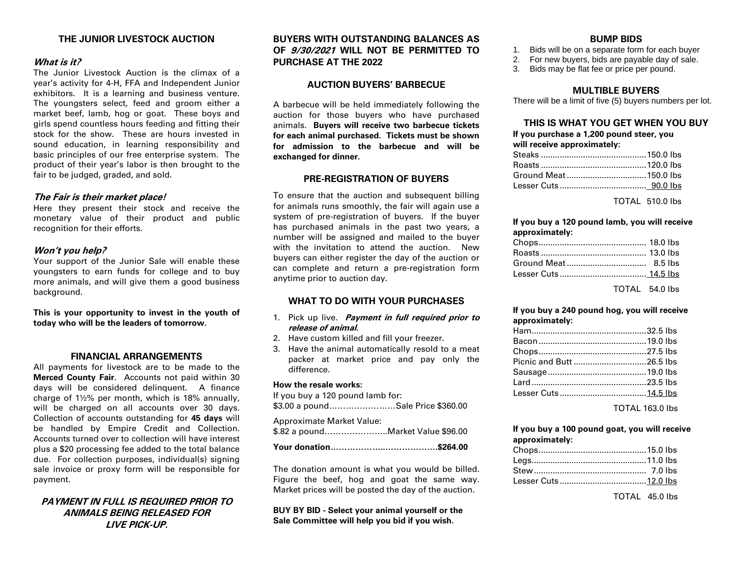## THE JUNIOR LIVESTOCK AUCTION

### *What is it?*

The Junior Livestock Auction is the climax of a year's activity for 4-H, FFA and Independent Junior exhibitors. It is a learning and business venture. The youngsters select, feed and groom either a market beef, lamb, hog or goat. These boys and girls spend countless hours feeding and fitting their stock for the show. These are hours invested in sound education, in learning responsibility and basic principles of our free enterprise system. The product of their year's labor is then brought to the fair to be judged, graded, and sold.

### *The Fair is their market place!*

Here they present their stock and receive the monetary value of their product and public recognition for their efforts.

### *Won't you help?*

Your support of the Junior Sale will enable these youngsters to earn funds for college and to buy more animals, and will give them a good business background.

**This is your opportunity to invest in the youth of today who will be the leaders of tomorrow.**

## FINANCIAL ARRANGEMENTS

All payments for livestock are to be made to the **Merced County Fair**. Accounts not paid within 30 days will be considered delinquent. A finance charge of 1½% per month, which is 18% annually, will be charged on all accounts over 30 days. Collection of accounts outstanding for **45 days** will be handled by Empire Credit and Collection. Accounts turned over to collection will have interest plus a $20 processing fee added to the total balance due. For collection purposes, individual(s) signing sale invoice or proxy form will be responsible for payment.

***PAYMENT IN FULL IS REQUIRED PRIOR TO ANIMALS BEING RELEASED FOR LIVE PICK-UP.***

**BUYERS WITH OUTSTANDING BALANCES AS OF *9/30/2021* WILL NOT BE PERMITTED TO PURCHASE AT THE 2022**

## AUCTION BUYERS' BARBECUE

A barbecue will be held immediately following the auction for those buyers who have purchased animals. **Buyers will receive two barbecue tickets for each animal purchased. Tickets must be shown for admission to the barbecue and will be exchanged for dinner.**

## PRE-REGISTRATION OF BUYERS

To ensure that the auction and subsequent billing for animals runs smoothly, the fair will again use a system of pre-registration of buyers. If the buyer has purchased animals in the past two years, a number will be assigned and mailed to the buyer with the invitation to attend the auction. New buyers can either register the day of the auction or can complete and return a pre-registration form anytime prior to auction day.

## WHAT TO DO WITH YOUR PURCHASES

1. Pick up live. ***Payment in full required prior to release of animal.***
2. Have custom killed and fill your freezer.
3. Have the animal automatically resold to a meat packer at market price and pay only the difference.

**How the resale works:**

If you buy a 120 pound lamb for:
$3.00 a pound……………………Sale Price $360.00

Approximate Market Value:
$.82 a pound…………………..Market Value $96.00

**Your donation………………..……………..$264.00**

The donation amount is what you would be billed. Figure the beef, hog and goat the same way. Market prices will be posted the day of the auction.

**BUY BY BID - Select your animal yourself or the Sale Committee will help you bid if you wish.**

## BUMP BIDS

1. Bids will be on a separate form for each buyer
2. For new buyers, bids are payable day of sale.
3. Bids may be flat fee or price per pound.

## MULTIBLE BUYERS

There will be a limit of five (5) buyers numbers per lot.

## THIS IS WHAT YOU GET WHEN YOU BUY

**If you purchase a 1,200 pound steer, you will receive approximately:**

| | |
|---|---|
| Steaks | 150.0 lbs |
| Roasts | 120.0 lbs |
| Ground Meat | 150.0 lbs |
| Lesser Cuts | 90.0 lbs |
| TOTAL | 510.0 lbs |

**If you buy a 120 pound lamb, you will receive approximately:**

| | |
|---|---|
| Chops | 18.0 lbs |
| Roasts | 13.0 lbs |
| Ground Meat | 8.5 lbs |
| Lesser Cuts | 14.5 lbs |
| TOTAL | 54.0 lbs |

**If you buy a 240 pound hog, you will receive approximately:**

| | |
|---|---|
| Ham | 32.5 lbs |
| Bacon | 19.0 lbs |
| Chops | 27.5 lbs |
| Picnic and Butt | 26.5 lbs |
| Sausage | 19.0 lbs |
| Lard | 23.5 lbs |
| Lesser Cuts | 14.5 lbs |
| TOTAL | 163.0 lbs |

**If you buy a 100 pound goat, you will receive approximately:**

| | |
|---|---|
| Chops | 15.0 lbs |
| Legs | 11.0 lbs |
| Stew | 7.0 lbs |
| Lesser Cuts | 12.0 lbs |
| TOTAL | 45.0 lbs |